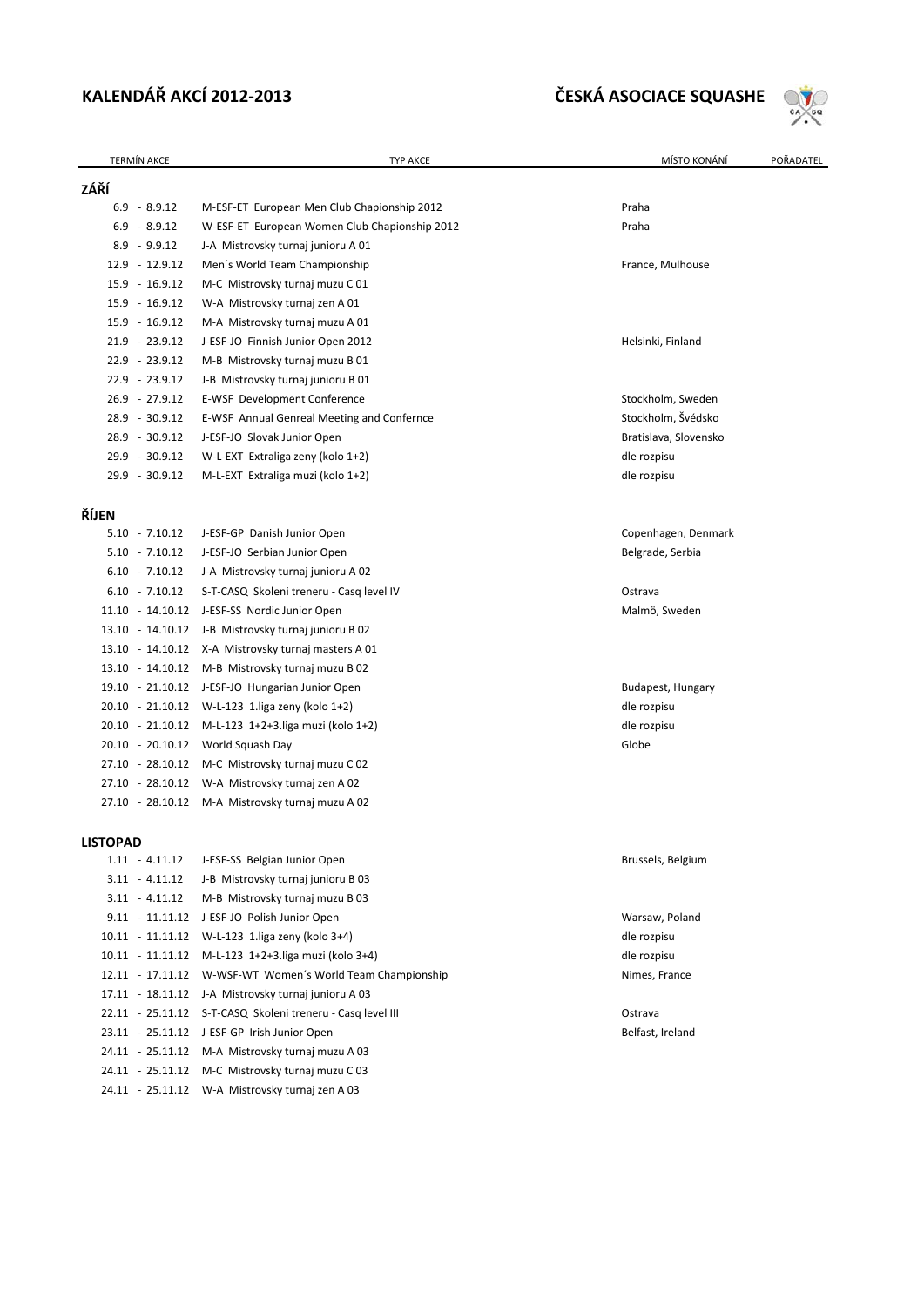# KALENDÁŘ AKCÍ 2012-2013

## ČESKÁ ASOCIACE SQUASHE

| TERMÍN AKCE | TYP AKCE | MÍSTO KONÁNÍ | POŘADATEL |
|---|---|---|---|
| **ZÁŘÍ** | | | |
| 6.9 - 8.9.12 | M-ESF-ET European Men Club Chapionship 2012 | Praha | |
| 6.9 - 8.9.12 | W-ESF-ET European Women Club Chapionship 2012 | Praha | |
| 8.9 - 9.9.12 | J-A Mistrovsky turnaj junioru A 01 | | |
| 12.9 - 12.9.12 | Men´s World Team Championship | France, Mulhouse | |
| 15.9 - 16.9.12 | M-C Mistrovsky turnaj muzu C 01 | | |
| 15.9 - 16.9.12 | W-A Mistrovsky turnaj zen A 01 | | |
| 15.9 - 16.9.12 | M-A Mistrovsky turnaj muzu A 01 | | |
| 21.9 - 23.9.12 | J-ESF-JO Finnish Junior Open 2012 | Helsinki, Finland | |
| 22.9 - 23.9.12 | M-B Mistrovsky turnaj muzu B 01 | | |
| 22.9 - 23.9.12 | J-B Mistrovsky turnaj junioru B 01 | | |
| 26.9 - 27.9.12 | E-WSF Development Conference | Stockholm, Sweden | |
| 28.9 - 30.9.12 | E-WSF Annual Genreal Meeting and Confernce | Stockholm, Švédsko | |
| 28.9 - 30.9.12 | J-ESF-JO Slovak Junior Open | Bratislava, Slovensko | |
| 29.9 - 30.9.12 | W-L-EXT Extraliga zeny (kolo 1+2) | dle rozpisu | |
| 29.9 - 30.9.12 | M-L-EXT Extraliga muzi (kolo 1+2) | dle rozpisu | |
| **ŘÍJEN** | | | |
| 5.10 - 7.10.12 | J-ESF-GP Danish Junior Open | Copenhagen, Denmark | |
| 5.10 - 7.10.12 | J-ESF-JO Serbian Junior Open | Belgrade, Serbia | |
| 6.10 - 7.10.12 | J-A Mistrovsky turnaj junioru A 02 | | |
| 6.10 - 7.10.12 | S-T-CASQ Skoleni treneru - Casq level IV | Ostrava | |
| 11.10 - 14.10.12 | J-ESF-SS Nordic Junior Open | Malmö, Sweden | |
| 13.10 - 14.10.12 | J-B Mistrovsky turnaj junioru B 02 | | |
| 13.10 - 14.10.12 | X-A Mistrovsky turnaj masters A 01 | | |
| 13.10 - 14.10.12 | M-B Mistrovsky turnaj muzu B 02 | | |
| 19.10 - 21.10.12 | J-ESF-JO Hungarian Junior Open | Budapest, Hungary | |
| 20.10 - 21.10.12 | W-L-123 1.liga zeny (kolo 1+2) | dle rozpisu | |
| 20.10 - 21.10.12 | M-L-123 1+2+3.liga muzi (kolo 1+2) | dle rozpisu | |
| 20.10 - 20.10.12 | World Squash Day | Globe | |
| 27.10 - 28.10.12 | M-C Mistrovsky turnaj muzu C 02 | | |
| 27.10 - 28.10.12 | W-A Mistrovsky turnaj zen A 02 | | |
| 27.10 - 28.10.12 | M-A Mistrovsky turnaj muzu A 02 | | |
| **LISTOPAD** | | | |
| 1.11 - 4.11.12 | J-ESF-SS Belgian Junior Open | Brussels, Belgium | |
| 3.11 - 4.11.12 | J-B Mistrovsky turnaj junioru B 03 | | |
| 3.11 - 4.11.12 | M-B Mistrovsky turnaj muzu B 03 | | |
| 9.11 - 11.11.12 | J-ESF-JO Polish Junior Open | Warsaw, Poland | |
| 10.11 - 11.11.12 | W-L-123 1.liga zeny (kolo 3+4) | dle rozpisu | |
| 10.11 - 11.11.12 | M-L-123 1+2+3.liga muzi (kolo 3+4) | dle rozpisu | |
| 12.11 - 17.11.12 | W-WSF-WT Women´s World Team Championship | Nimes, France | |
| 17.11 - 18.11.12 | J-A Mistrovsky turnaj junioru A 03 | | |
| 22.11 - 25.11.12 | S-T-CASQ Skoleni treneru - Casq level III | Ostrava | |
| 23.11 - 25.11.12 | J-ESF-GP Irish Junior Open | Belfast, Ireland | |
| 24.11 - 25.11.12 | M-A Mistrovsky turnaj muzu A 03 | | |
| 24.11 - 25.11.12 | M-C Mistrovsky turnaj muzu C 03 | | |
| 24.11 - 25.11.12 | W-A Mistrovsky turnaj zen A 03 | | |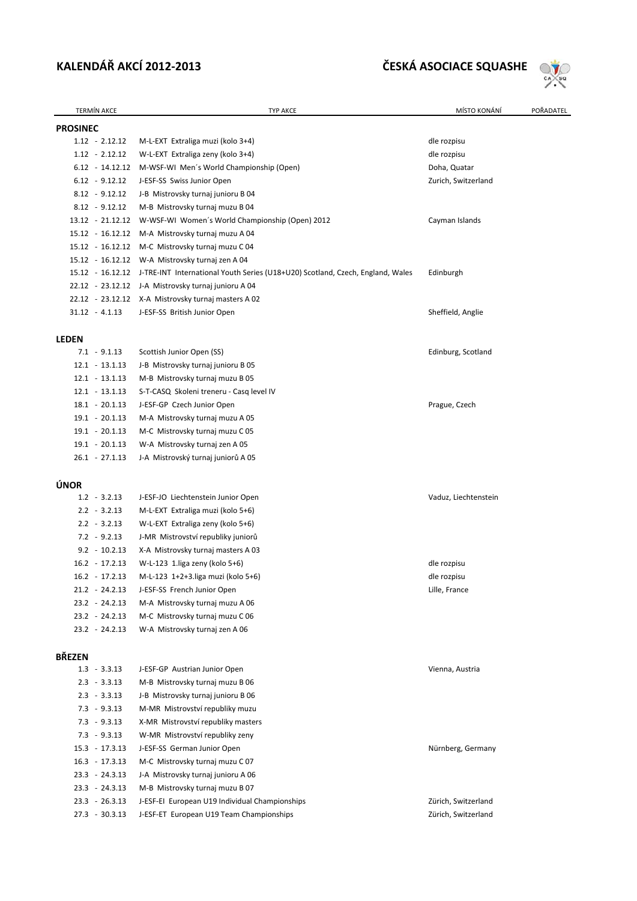**KALENDÁŘ AKCÍ 2012-2013** **ČESKÁ ASOCIACE SQUASHE**

| TERMÍN AKCE | TYP AKCE | MÍSTO KONÁNÍ | POŘADATEL |
|---|---|---|---|
| **PROSINEC** | | | |
| 1.12 - 2.12.12 | M-L-EXT Extraliga muzi (kolo 3+4) | dle rozpisu | |
| 1.12 - 2.12.12 | W-L-EXT Extraliga zeny (kolo 3+4) | dle rozpisu | |
| 6.12 - 14.12.12 | M-WSF-WI Men´s World Championship (Open) | Doha, Quatar | |
| 6.12 - 9.12.12 | J-ESF-SS Swiss Junior Open | Zurich, Switzerland | |
| 8.12 - 9.12.12 | J-B Mistrovsky turnaj junioru B 04 | | |
| 8.12 - 9.12.12 | M-B Mistrovsky turnaj muzu B 04 | | |
| 13.12 - 21.12.12 | W-WSF-WI Women´s World Championship (Open) 2012 | Cayman Islands | |
| 15.12 - 16.12.12 | M-A Mistrovsky turnaj muzu A 04 | | |
| 15.12 - 16.12.12 | M-C Mistrovsky turnaj muzu C 04 | | |
| 15.12 - 16.12.12 | W-A Mistrovsky turnaj zen A 04 | | |
| 15.12 - 16.12.12 | J-TRE-INT International Youth Series (U18+U20) Scotland, Czech, England, Wales | Edinburgh | |
| 22.12 - 23.12.12 | J-A Mistrovsky turnaj junioru A 04 | | |
| 22.12 - 23.12.12 | X-A Mistrovsky turnaj masters A 02 | | |
| 31.12 - 4.1.13 | J-ESF-SS British Junior Open | Sheffield, Anglie | |
| **LEDEN** | | | |
| 7.1 - 9.1.13 | Scottish Junior Open (SS) | Edinburg, Scotland | |
| 12.1 - 13.1.13 | J-B Mistrovsky turnaj junioru B 05 | | |
| 12.1 - 13.1.13 | M-B Mistrovsky turnaj muzu B 05 | | |
| 12.1 - 13.1.13 | S-T-CASQ Skoleni treneru - Casq level IV | | |
| 18.1 - 20.1.13 | J-ESF-GP Czech Junior Open | Prague, Czech | |
| 19.1 - 20.1.13 | M-A Mistrovsky turnaj muzu A 05 | | |
| 19.1 - 20.1.13 | M-C Mistrovsky turnaj muzu C 05 | | |
| 19.1 - 20.1.13 | W-A Mistrovsky turnaj zen A 05 | | |
| 26.1 - 27.1.13 | J-A Mistrovský turnaj juniorů A 05 | | |
| **ÚNOR** | | | |
| 1.2 - 3.2.13 | J-ESF-JO Liechtenstein Junior Open | Vaduz, Liechtenstein | |
| 2.2 - 3.2.13 | M-L-EXT Extraliga muzi (kolo 5+6) | | |
| 2.2 - 3.2.13 | W-L-EXT Extraliga zeny (kolo 5+6) | | |
| 7.2 - 9.2.13 | J-MR Mistrovství republiky juniorů | | |
| 9.2 - 10.2.13 | X-A Mistrovsky turnaj masters A 03 | | |
| 16.2 - 17.2.13 | W-L-123 1.liga zeny (kolo 5+6) | dle rozpisu | |
| 16.2 - 17.2.13 | M-L-123 1+2+3.liga muzi (kolo 5+6) | dle rozpisu | |
| 21.2 - 24.2.13 | J-ESF-SS French Junior Open | Lille, France | |
| 23.2 - 24.2.13 | M-A Mistrovsky turnaj muzu A 06 | | |
| 23.2 - 24.2.13 | M-C Mistrovsky turnaj muzu C 06 | | |
| 23.2 - 24.2.13 | W-A Mistrovsky turnaj zen A 06 | | |
| **BŘEZEN** | | | |
| 1.3 - 3.3.13 | J-ESF-GP Austrian Junior Open | Vienna, Austria | |
| 2.3 - 3.3.13 | M-B Mistrovsky turnaj muzu B 06 | | |
| 2.3 - 3.3.13 | J-B Mistrovsky turnaj junioru B 06 | | |
| 7.3 - 9.3.13 | M-MR Mistrovství republiky muzu | | |
| 7.3 - 9.3.13 | X-MR Mistrovství republiky masters | | |
| 7.3 - 9.3.13 | W-MR Mistrovství republiky zeny | | |
| 15.3 - 17.3.13 | J-ESF-SS German Junior Open | Nürnberg, Germany | |
| 16.3 - 17.3.13 | M-C Mistrovsky turnaj muzu C 07 | | |
| 23.3 - 24.3.13 | J-A Mistrovsky turnaj junioru A 06 | | |
| 23.3 - 24.3.13 | M-B Mistrovsky turnaj muzu B 07 | | |
| 23.3 - 26.3.13 | J-ESF-EI European U19 Individual Championships | Zürich, Switzerland | |
| 27.3 - 30.3.13 | J-ESF-ET European U19 Team Championships | Zürich, Switzerland | |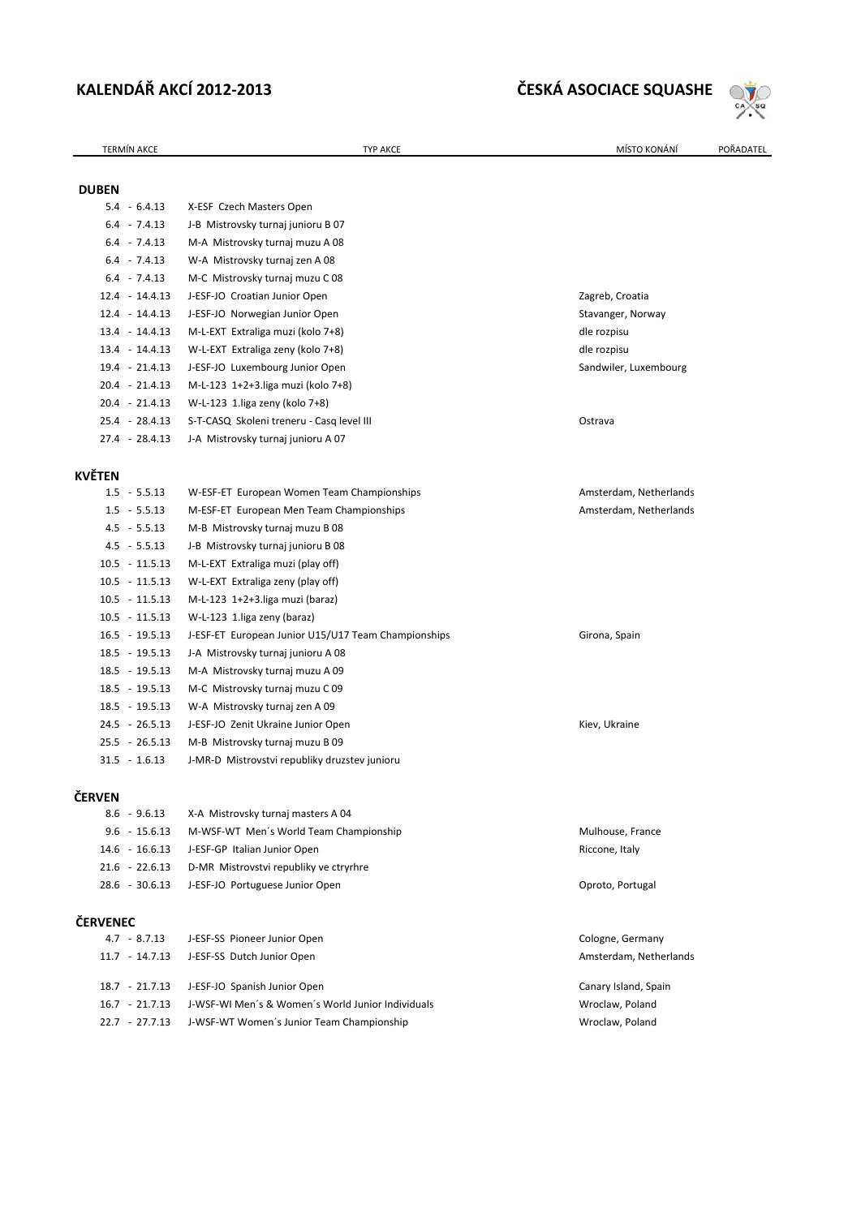# KALENDÁŘ AKCÍ 2012-2013

## ČESKÁ ASOCIACE SQUASHE

| TERMÍN AKCE | TYP AKCE | MÍSTO KONÁNÍ | POŘADATEL |
|---|---|---|---|
| **DUBEN** | | | |
| 5.4 - 6.4.13 | X-ESF Czech Masters Open | | |
| 6.4 - 7.4.13 | J-B Mistrovsky turnaj junioru B 07 | | |
| 6.4 - 7.4.13 | M-A Mistrovsky turnaj muzu A 08 | | |
| 6.4 - 7.4.13 | W-A Mistrovsky turnaj zen A 08 | | |
| 6.4 - 7.4.13 | M-C Mistrovsky turnaj muzu C 08 | | |
| 12.4 - 14.4.13 | J-ESF-JO Croatian Junior Open | Zagreb, Croatia | |
| 12.4 - 14.4.13 | J-ESF-JO Norwegian Junior Open | Stavanger, Norway | |
| 13.4 - 14.4.13 | M-L-EXT Extraliga muzi (kolo 7+8) | dle rozpisu | |
| 13.4 - 14.4.13 | W-L-EXT Extraliga zeny (kolo 7+8) | dle rozpisu | |
| 19.4 - 21.4.13 | J-ESF-JO Luxembourg Junior Open | Sandwiler, Luxembourg | |
| 20.4 - 21.4.13 | M-L-123 1+2+3.liga muzi (kolo 7+8) | | |
| 20.4 - 21.4.13 | W-L-123 1.liga zeny (kolo 7+8) | | |
| 25.4 - 28.4.13 | S-T-CASQ Skoleni treneru - Casq level III | Ostrava | |
| 27.4 - 28.4.13 | J-A Mistrovsky turnaj junioru A 07 | | |
| **KVĚTEN** | | | |
| 1.5 - 5.5.13 | W-ESF-ET European Women Team Championships | Amsterdam, Netherlands | |
| 1.5 - 5.5.13 | M-ESF-ET European Men Team Championships | Amsterdam, Netherlands | |
| 4.5 - 5.5.13 | M-B Mistrovsky turnaj muzu B 08 | | |
| 4.5 - 5.5.13 | J-B Mistrovsky turnaj junioru B 08 | | |
| 10.5 - 11.5.13 | M-L-EXT Extraliga muzi (play off) | | |
| 10.5 - 11.5.13 | W-L-EXT Extraliga zeny (play off) | | |
| 10.5 - 11.5.13 | M-L-123 1+2+3.liga muzi (baraz) | | |
| 10.5 - 11.5.13 | W-L-123 1.liga zeny (baraz) | | |
| 16.5 - 19.5.13 | J-ESF-ET European Junior U15/U17 Team Championships | Girona, Spain | |
| 18.5 - 19.5.13 | J-A Mistrovsky turnaj junioru A 08 | | |
| 18.5 - 19.5.13 | M-A Mistrovsky turnaj muzu A 09 | | |
| 18.5 - 19.5.13 | M-C Mistrovsky turnaj muzu C 09 | | |
| 18.5 - 19.5.13 | W-A Mistrovsky turnaj zen A 09 | | |
| 24.5 - 26.5.13 | J-ESF-JO Zenit Ukraine Junior Open | Kiev, Ukraine | |
| 25.5 - 26.5.13 | M-B Mistrovsky turnaj muzu B 09 | | |
| 31.5 - 1.6.13 | J-MR-D Mistrovstvi republiky druzstev junioru | | |
| **ČERVEN** | | | |
| 8.6 - 9.6.13 | X-A Mistrovsky turnaj masters A 04 | | |
| 9.6 - 15.6.13 | M-WSF-WT Men´s World Team Championship | Mulhouse, France | |
| 14.6 - 16.6.13 | J-ESF-GP Italian Junior Open | Riccone, Italy | |
| 21.6 - 22.6.13 | D-MR Mistrovstvi republiky ve ctyrhre | | |
| 28.6 - 30.6.13 | J-ESF-JO Portuguese Junior Open | Oproto, Portugal | |
| **ČERVENEC** | | | |
| 4.7 - 8.7.13 | J-ESF-SS Pioneer Junior Open | Cologne, Germany | |
| 11.7 - 14.7.13 | J-ESF-SS Dutch Junior Open | Amsterdam, Netherlands | |
| 18.7 - 21.7.13 | J-ESF-JO Spanish Junior Open | Canary Island, Spain | |
| 16.7 - 21.7.13 | J-WSF-WI Men´s & Women´s World Junior Individuals | Wroclaw, Poland | |
| 22.7 - 27.7.13 | J-WSF-WT Women´s Junior Team Championship | Wroclaw, Poland | |